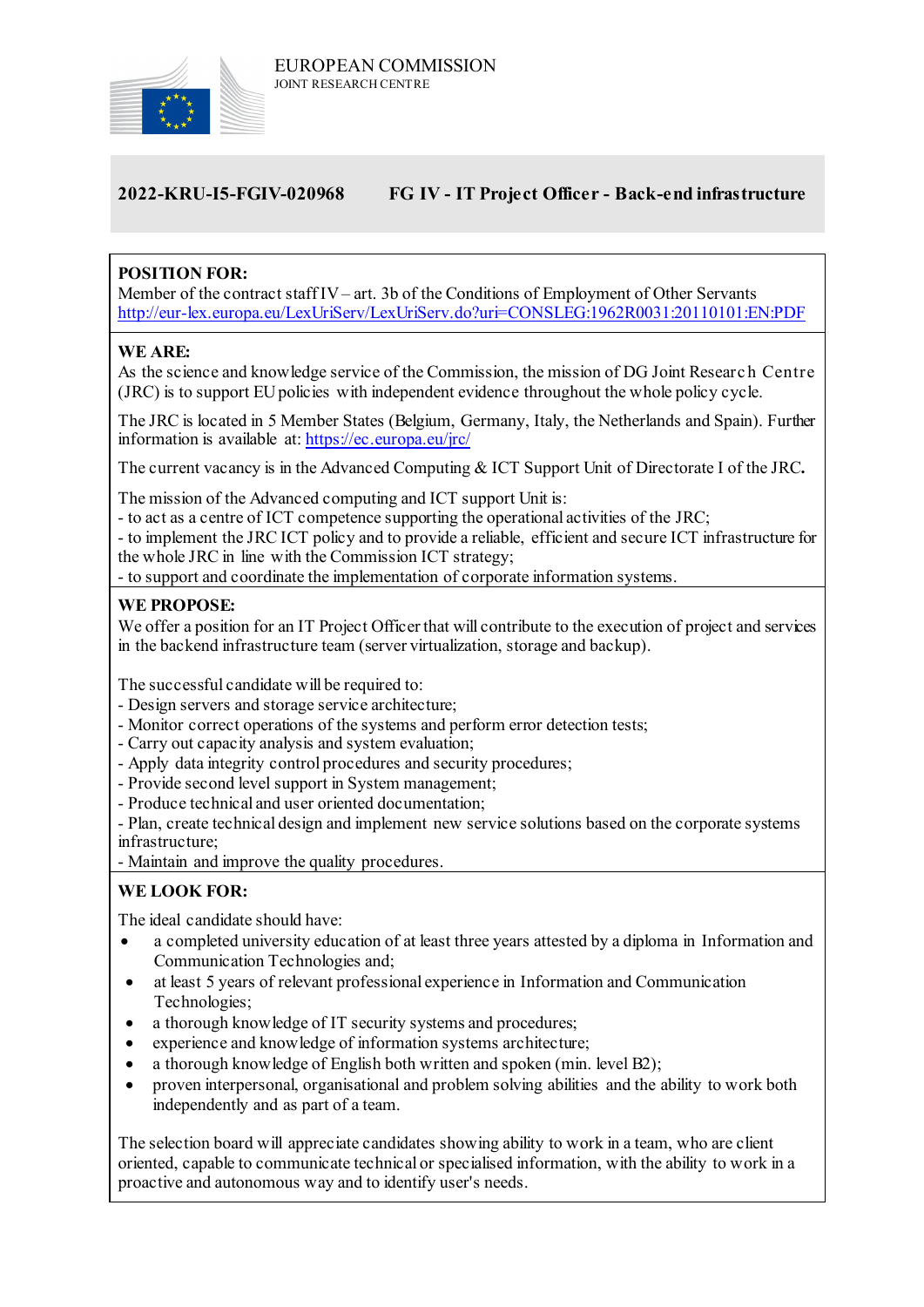EUROPEAN COMMISSION
JOINT RESEARCH CENTRE

## 2022-KRU-I5-FGIV-020968 FG IV - IT Project Officer - Back-end infrastructure

**POSITION FOR:**
Member of the contract staff IV – art. 3b of the Conditions of Employment of Other Servants
http://eur-lex.europa.eu/LexUriServ/LexUriServ.do?uri=CONSLEG:1962R0031:20110101:EN:PDF

**WE ARE:**
As the science and knowledge service of the Commission, the mission of DG Joint Research Centre (JRC) is to support EU policies with independent evidence throughout the whole policy cycle.

The JRC is located in 5 Member States (Belgium, Germany, Italy, the Netherlands and Spain). Further information is available at: https://ec.europa.eu/jrc/

The current vacancy is in the Advanced Computing & ICT Support Unit of Directorate I of the JRC**.**

The mission of the Advanced computing and ICT support Unit is:
- to act as a centre of ICT competence supporting the operational activities of the JRC;
- to implement the JRC ICT policy and to provide a reliable, efficient and secure ICT infrastructure for the whole JRC in line with the Commission ICT strategy;
- to support and coordinate the implementation of corporate information systems.

**WE PROPOSE:**
We offer a position for an IT Project Officer that will contribute to the execution of project and services in the backend infrastructure team (server virtualization, storage and backup).

The successful candidate will be required to:
- Design servers and storage service architecture;
- Monitor correct operations of the systems and perform error detection tests;
- Carry out capacity analysis and system evaluation;
- Apply data integrity control procedures and security procedures;
- Provide second level support in System management;
- Produce technical and user oriented documentation;
- Plan, create technical design and implement new service solutions based on the corporate systems infrastructure;
- Maintain and improve the quality procedures.

**WE LOOK FOR:**

The ideal candidate should have:
- a completed university education of at least three years attested by a diploma in Information and Communication Technologies and;
- at least 5 years of relevant professional experience in Information and Communication Technologies;
- a thorough knowledge of IT security systems and procedures;
- experience and knowledge of information systems architecture;
- a thorough knowledge of English both written and spoken (min. level B2);
- proven interpersonal, organisational and problem solving abilities and the ability to work both independently and as part of a team.

The selection board will appreciate candidates showing ability to work in a team, who are client oriented, capable to communicate technical or specialised information, with the ability to work in a proactive and autonomous way and to identify user's needs.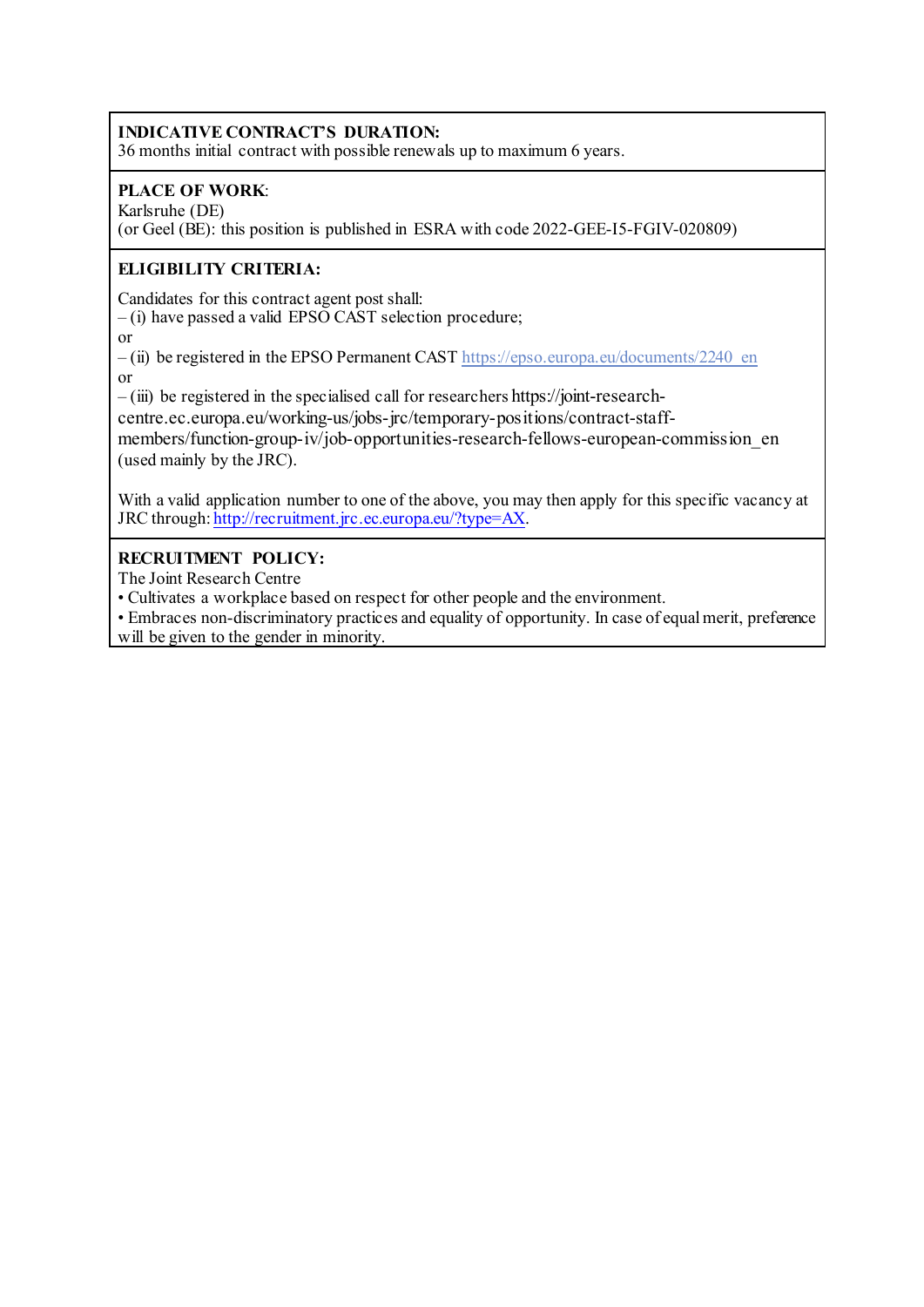**INDICATIVE CONTRACT'S DURATION:**
36 months initial contract with possible renewals up to maximum 6 years.

**PLACE OF WORK**:
Karlsruhe (DE)
(or Geel (BE): this position is published in ESRA with code 2022-GEE-I5-FGIV-020809)

**ELIGIBILITY CRITERIA:**

Candidates for this contract agent post shall:
– (i) have passed a valid EPSO CAST selection procedure;
or
– (ii) be registered in the EPSO Permanent CAST https://epso.europa.eu/documents/2240_en
or
– (iii) be registered in the specialised call for researchers https://joint-research-centre.ec.europa.eu/working-us/jobs-jrc/temporary-positions/contract-staff-members/function-group-iv/job-opportunities-research-fellows-european-commission_en (used mainly by the JRC).

With a valid application number to one of the above, you may then apply for this specific vacancy at JRC through: http://recruitment.jrc.ec.europa.eu/?type=AX.

**RECRUITMENT POLICY:**
The Joint Research Centre
• Cultivates a workplace based on respect for other people and the environment.
• Embraces non-discriminatory practices and equality of opportunity. In case of equal merit, preference will be given to the gender in minority.